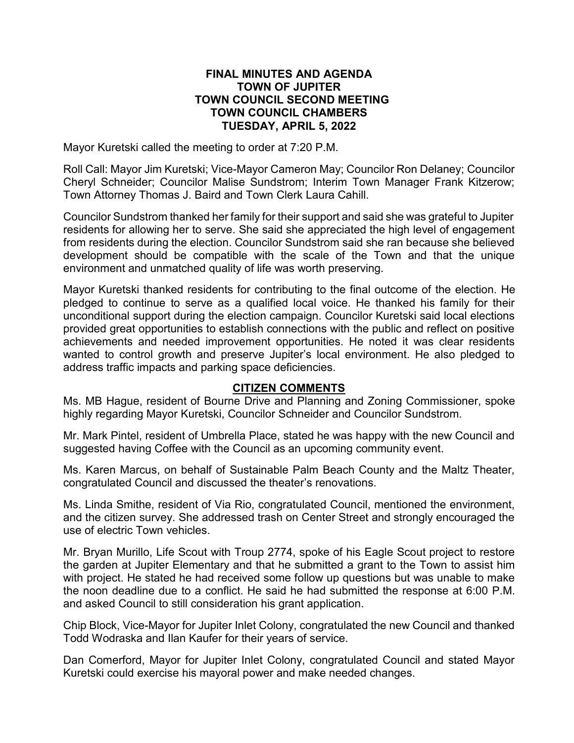# FINAL MINUTES AND AGENDA
# TOWN OF JUPITER
# TOWN COUNCIL SECOND MEETING
# TOWN COUNCIL CHAMBERS
# TUESDAY, APRIL 5, 2022

Mayor Kuretski called the meeting to order at 7:20 P.M.

Roll Call: Mayor Jim Kuretski; Vice-Mayor Cameron May; Councilor Ron Delaney; Councilor Cheryl Schneider; Councilor Malise Sundstrom; Interim Town Manager Frank Kitzerow; Town Attorney Thomas J. Baird and Town Clerk Laura Cahill.

Councilor Sundstrom thanked her family for their support and said she was grateful to Jupiter residents for allowing her to serve. She said she appreciated the high level of engagement from residents during the election. Councilor Sundstrom said she ran because she believed development should be compatible with the scale of the Town and that the unique environment and unmatched quality of life was worth preserving.

Mayor Kuretski thanked residents for contributing to the final outcome of the election. He pledged to continue to serve as a qualified local voice. He thanked his family for their unconditional support during the election campaign. Councilor Kuretski said local elections provided great opportunities to establish connections with the public and reflect on positive achievements and needed improvement opportunities. He noted it was clear residents wanted to control growth and preserve Jupiter's local environment. He also pledged to address traffic impacts and parking space deficiencies.

## CITIZEN COMMENTS

Ms. MB Hague, resident of Bourne Drive and Planning and Zoning Commissioner, spoke highly regarding Mayor Kuretski, Councilor Schneider and Councilor Sundstrom.

Mr. Mark Pintel, resident of Umbrella Place, stated he was happy with the new Council and suggested having Coffee with the Council as an upcoming community event.

Ms. Karen Marcus, on behalf of Sustainable Palm Beach County and the Maltz Theater, congratulated Council and discussed the theater's renovations.

Ms. Linda Smithe, resident of Via Rio, congratulated Council, mentioned the environment, and the citizen survey. She addressed trash on Center Street and strongly encouraged the use of electric Town vehicles.

Mr. Bryan Murillo, Life Scout with Troup 2774, spoke of his Eagle Scout project to restore the garden at Jupiter Elementary and that he submitted a grant to the Town to assist him with project. He stated he had received some follow up questions but was unable to make the noon deadline due to a conflict. He said he had submitted the response at 6:00 P.M. and asked Council to still consideration his grant application.

Chip Block, Vice-Mayor for Jupiter Inlet Colony, congratulated the new Council and thanked Todd Wodraska and Ilan Kaufer for their years of service.

Dan Comerford, Mayor for Jupiter Inlet Colony, congratulated Council and stated Mayor Kuretski could exercise his mayoral power and make needed changes.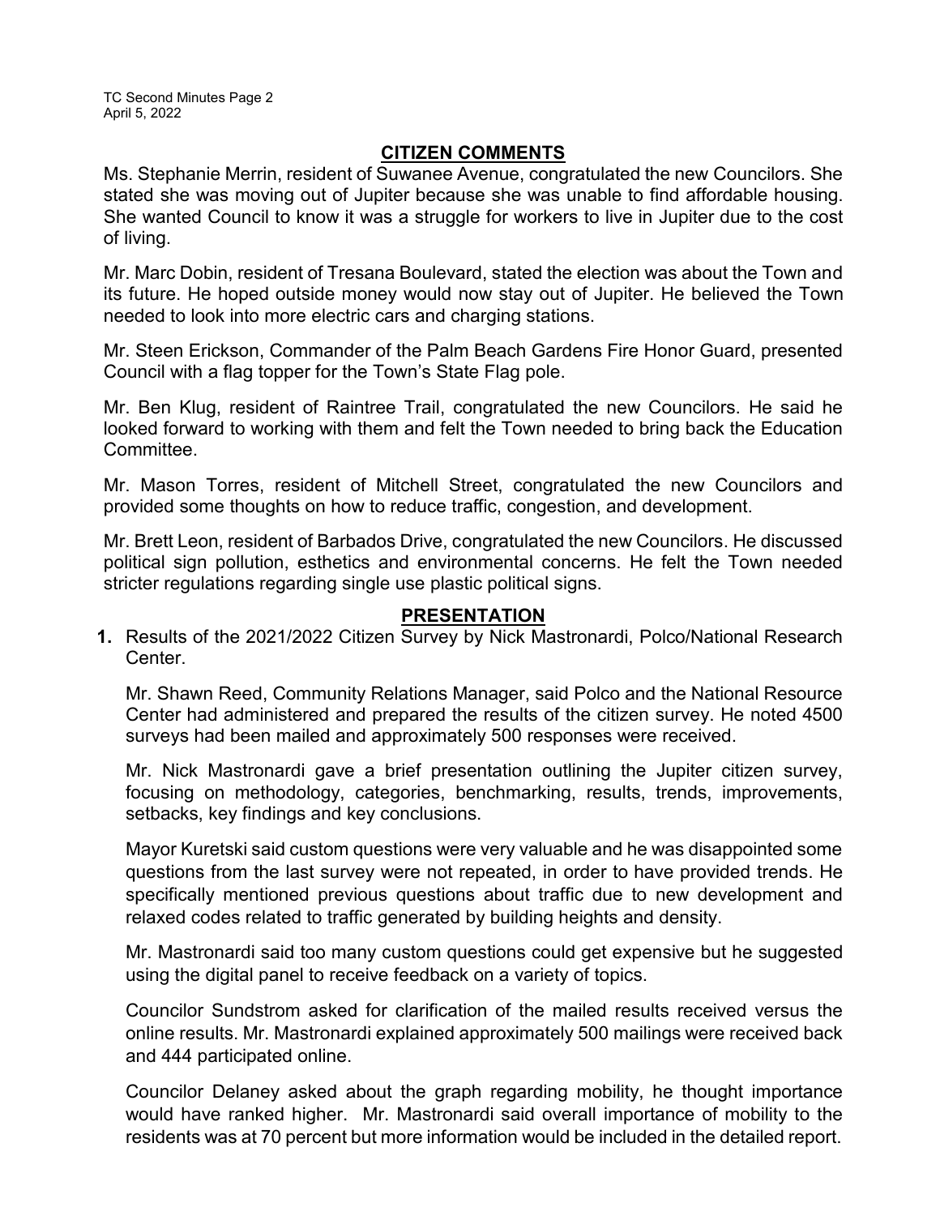## CITIZEN COMMENTS

Ms. Stephanie Merrin, resident of Suwanee Avenue, congratulated the new Councilors. She stated she was moving out of Jupiter because she was unable to find affordable housing. She wanted Council to know it was a struggle for workers to live in Jupiter due to the cost of living.

Mr. Marc Dobin, resident of Tresana Boulevard, stated the election was about the Town and its future. He hoped outside money would now stay out of Jupiter. He believed the Town needed to look into more electric cars and charging stations.

Mr. Steen Erickson, Commander of the Palm Beach Gardens Fire Honor Guard, presented Council with a flag topper for the Town's State Flag pole.

Mr. Ben Klug, resident of Raintree Trail, congratulated the new Councilors. He said he looked forward to working with them and felt the Town needed to bring back the Education Committee.

Mr. Mason Torres, resident of Mitchell Street, congratulated the new Councilors and provided some thoughts on how to reduce traffic, congestion, and development.

Mr. Brett Leon, resident of Barbados Drive, congratulated the new Councilors. He discussed political sign pollution, esthetics and environmental concerns. He felt the Town needed stricter regulations regarding single use plastic political signs.

## PRESENTATION

**1.** Results of the 2021/2022 Citizen Survey by Nick Mastronardi, Polco/National Research Center.

Mr. Shawn Reed, Community Relations Manager, said Polco and the National Resource Center had administered and prepared the results of the citizen survey. He noted 4500 surveys had been mailed and approximately 500 responses were received.

Mr. Nick Mastronardi gave a brief presentation outlining the Jupiter citizen survey, focusing on methodology, categories, benchmarking, results, trends, improvements, setbacks, key findings and key conclusions.

Mayor Kuretski said custom questions were very valuable and he was disappointed some questions from the last survey were not repeated, in order to have provided trends. He specifically mentioned previous questions about traffic due to new development and relaxed codes related to traffic generated by building heights and density.

Mr. Mastronardi said too many custom questions could get expensive but he suggested using the digital panel to receive feedback on a variety of topics.

Councilor Sundstrom asked for clarification of the mailed results received versus the online results. Mr. Mastronardi explained approximately 500 mailings were received back and 444 participated online.

Councilor Delaney asked about the graph regarding mobility, he thought importance would have ranked higher. Mr. Mastronardi said overall importance of mobility to the residents was at 70 percent but more information would be included in the detailed report.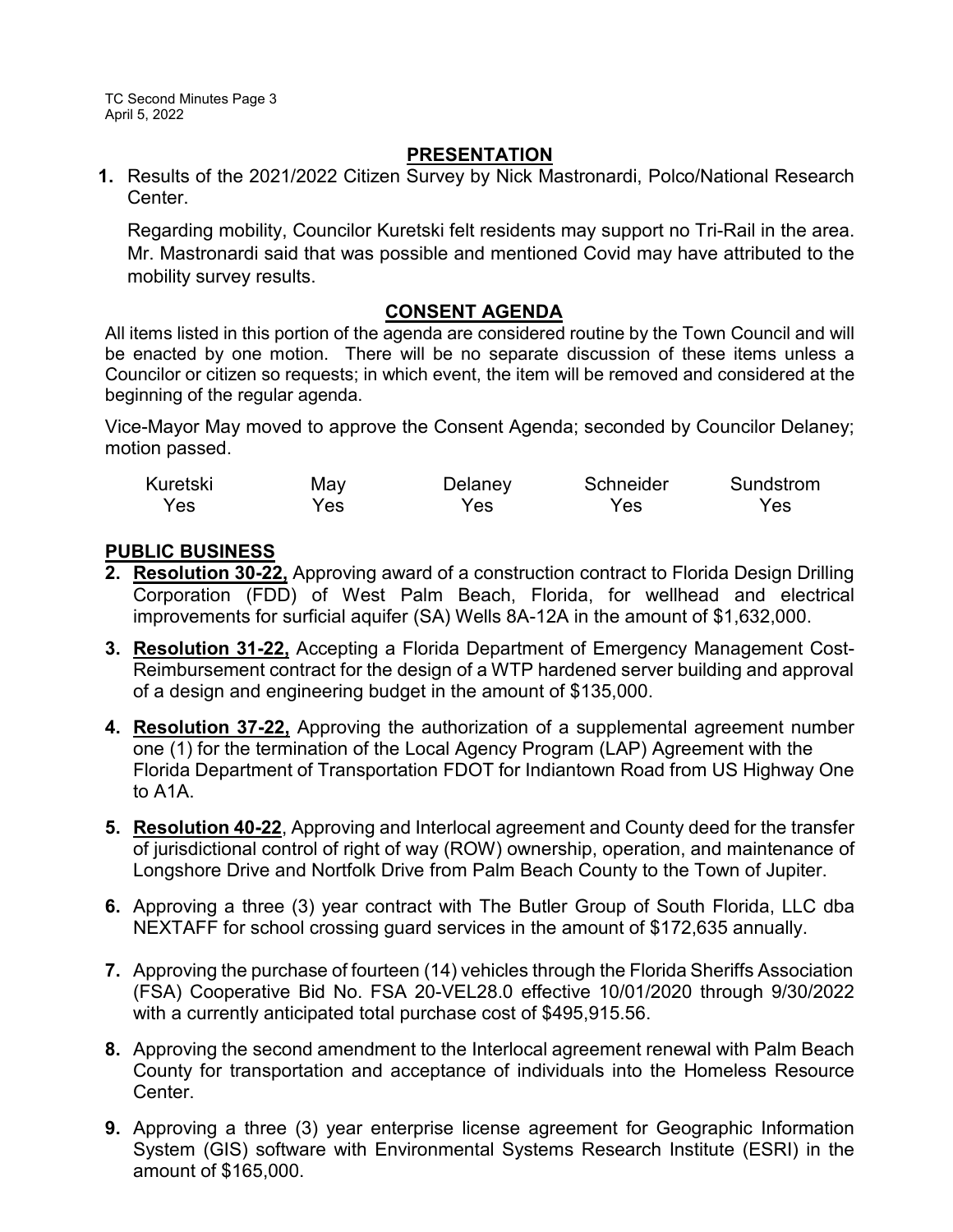## PRESENTATION

**1.** Results of the 2021/2022 Citizen Survey by Nick Mastronardi, Polco/National Research Center.

Regarding mobility, Councilor Kuretski felt residents may support no Tri-Rail in the area. Mr. Mastronardi said that was possible and mentioned Covid may have attributed to the mobility survey results.

## CONSENT AGENDA

All items listed in this portion of the agenda are considered routine by the Town Council and will be enacted by one motion. There will be no separate discussion of these items unless a Councilor or citizen so requests; in which event, the item will be removed and considered at the beginning of the regular agenda.

Vice-Mayor May moved to approve the Consent Agenda; seconded by Councilor Delaney; motion passed.

| Kuretski | May | Delaney | Schneider | Sundstrom |
|---|---|---|---|---|
| Yes | Yes | Yes | Yes | Yes |

## PUBLIC BUSINESS

**2.** **Resolution 30-22,** Approving award of a construction contract to Florida Design Drilling Corporation (FDD) of West Palm Beach, Florida, for wellhead and electrical improvements for surficial aquifer (SA) Wells 8A-12A in the amount of $1,632,000.

**3.** **Resolution 31-22,** Accepting a Florida Department of Emergency Management Cost-Reimbursement contract for the design of a WTP hardened server building and approval of a design and engineering budget in the amount of $135,000.

**4.** **Resolution 37-22,** Approving the authorization of a supplemental agreement number one (1) for the termination of the Local Agency Program (LAP) Agreement with the Florida Department of Transportation FDOT for Indiantown Road from US Highway One to A1A.

**5.** **Resolution 40-22**, Approving and Interlocal agreement and County deed for the transfer of jurisdictional control of right of way (ROW) ownership, operation, and maintenance of Longshore Drive and Nortfolk Drive from Palm Beach County to the Town of Jupiter.

**6.** Approving a three (3) year contract with The Butler Group of South Florida, LLC dba NEXTAFF for school crossing guard services in the amount of $172,635 annually.

**7.** Approving the purchase of fourteen (14) vehicles through the Florida Sheriffs Association (FSA) Cooperative Bid No. FSA 20-VEL28.0 effective 10/01/2020 through 9/30/2022 with a currently anticipated total purchase cost of $495,915.56.

**8.** Approving the second amendment to the Interlocal agreement renewal with Palm Beach County for transportation and acceptance of individuals into the Homeless Resource Center.

**9.** Approving a three (3) year enterprise license agreement for Geographic Information System (GIS) software with Environmental Systems Research Institute (ESRI) in the amount of $165,000.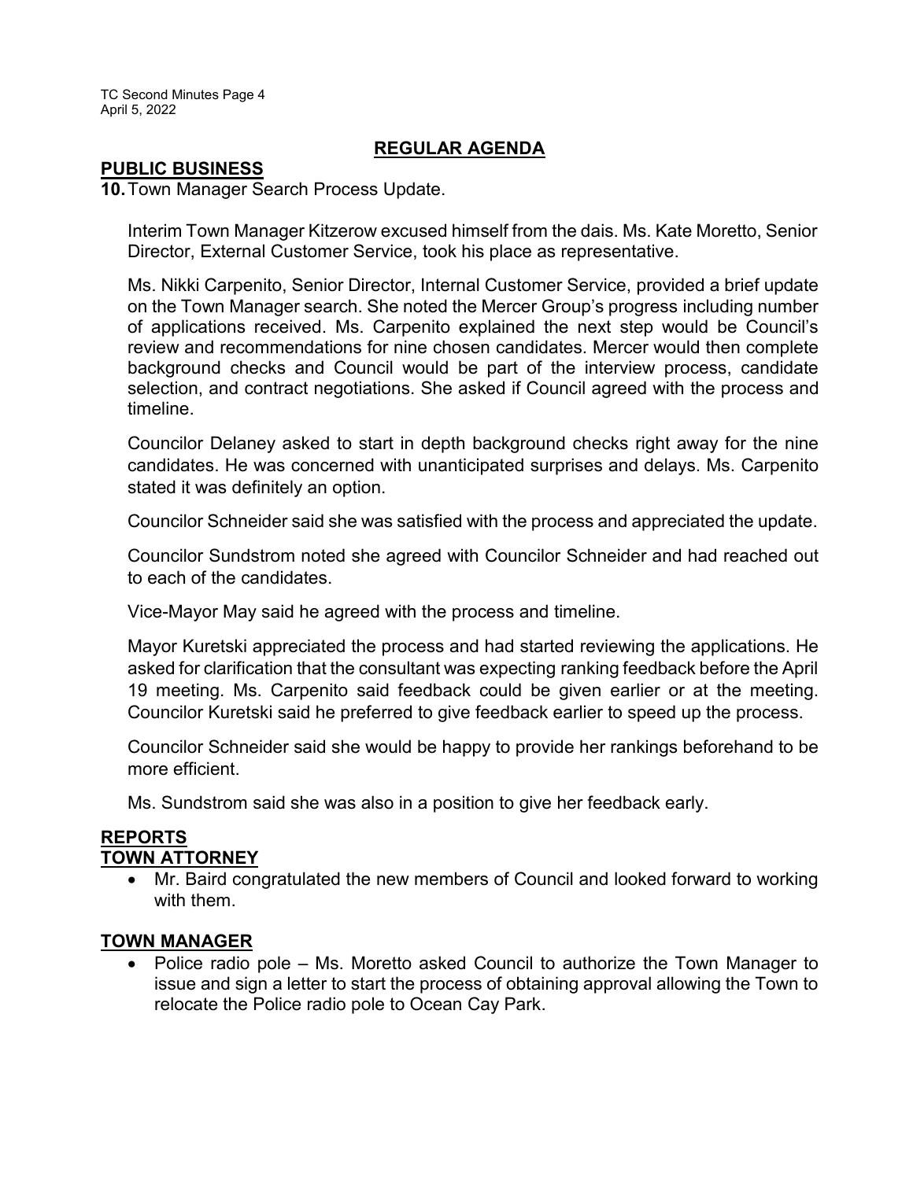## REGULAR AGENDA

**PUBLIC BUSINESS**

**10.** Town Manager Search Process Update.

Interim Town Manager Kitzerow excused himself from the dais. Ms. Kate Moretto, Senior Director, External Customer Service, took his place as representative.

Ms. Nikki Carpenito, Senior Director, Internal Customer Service, provided a brief update on the Town Manager search. She noted the Mercer Group's progress including number of applications received. Ms. Carpenito explained the next step would be Council's review and recommendations for nine chosen candidates. Mercer would then complete background checks and Council would be part of the interview process, candidate selection, and contract negotiations. She asked if Council agreed with the process and timeline.

Councilor Delaney asked to start in depth background checks right away for the nine candidates. He was concerned with unanticipated surprises and delays. Ms. Carpenito stated it was definitely an option.

Councilor Schneider said she was satisfied with the process and appreciated the update.

Councilor Sundstrom noted she agreed with Councilor Schneider and had reached out to each of the candidates.

Vice-Mayor May said he agreed with the process and timeline.

Mayor Kuretski appreciated the process and had started reviewing the applications. He asked for clarification that the consultant was expecting ranking feedback before the April 19 meeting. Ms. Carpenito said feedback could be given earlier or at the meeting. Councilor Kuretski said he preferred to give feedback earlier to speed up the process.

Councilor Schneider said she would be happy to provide her rankings beforehand to be more efficient.

Ms. Sundstrom said she was also in a position to give her feedback early.

**REPORTS**

**TOWN ATTORNEY**

- Mr. Baird congratulated the new members of Council and looked forward to working with them.

**TOWN MANAGER**

- Police radio pole – Ms. Moretto asked Council to authorize the Town Manager to issue and sign a letter to start the process of obtaining approval allowing the Town to relocate the Police radio pole to Ocean Cay Park.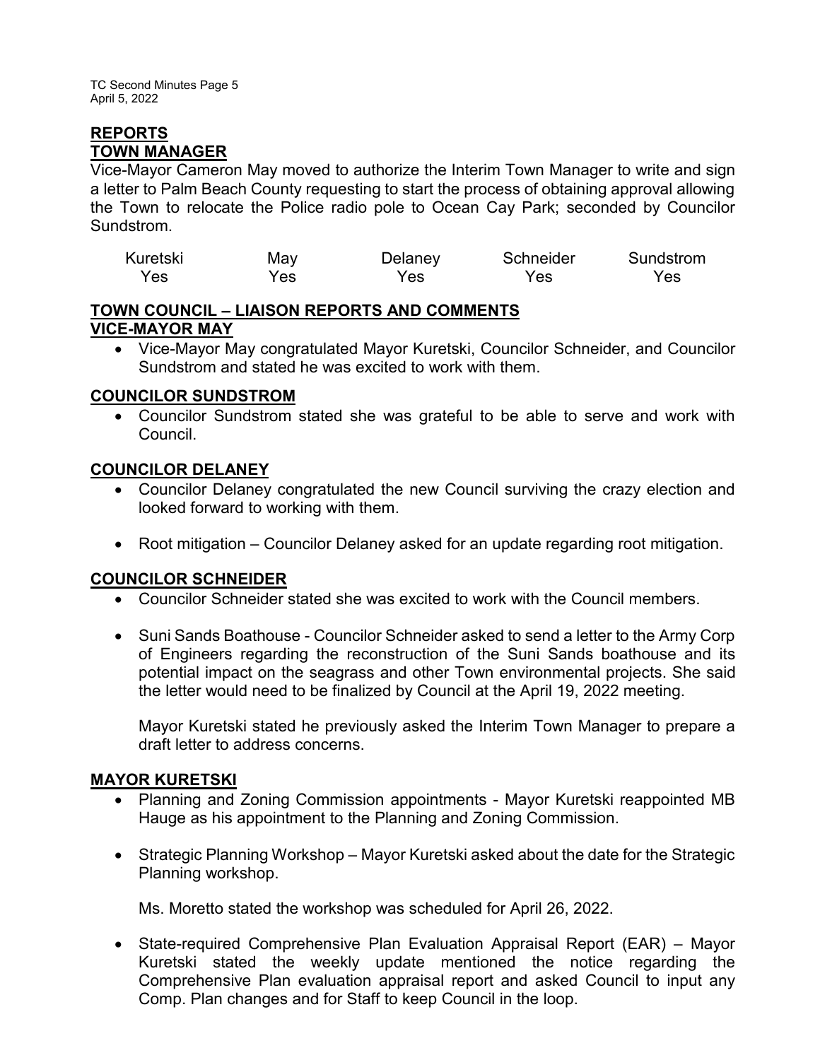## REPORTS

## TOWN MANAGER

Vice-Mayor Cameron May moved to authorize the Interim Town Manager to write and sign a letter to Palm Beach County requesting to start the process of obtaining approval allowing the Town to relocate the Police radio pole to Ocean Cay Park; seconded by Councilor Sundstrom.

| Kuretski | May | Delaney | Schneider | Sundstrom |
|---|---|---|---|---|
| Yes | Yes | Yes | Yes | Yes |

## TOWN COUNCIL – LIAISON REPORTS AND COMMENTS

### VICE-MAYOR MAY

- Vice-Mayor May congratulated Mayor Kuretski, Councilor Schneider, and Councilor Sundstrom and stated he was excited to work with them.

### COUNCILOR SUNDSTROM

- Councilor Sundstrom stated she was grateful to be able to serve and work with Council.

### COUNCILOR DELANEY

- Councilor Delaney congratulated the new Council surviving the crazy election and looked forward to working with them.
- Root mitigation – Councilor Delaney asked for an update regarding root mitigation.

### COUNCILOR SCHNEIDER

- Councilor Schneider stated she was excited to work with the Council members.
- Suni Sands Boathouse - Councilor Schneider asked to send a letter to the Army Corp of Engineers regarding the reconstruction of the Suni Sands boathouse and its potential impact on the seagrass and other Town environmental projects. She said the letter would need to be finalized by Council at the April 19, 2022 meeting.

  Mayor Kuretski stated he previously asked the Interim Town Manager to prepare a draft letter to address concerns.

### MAYOR KURETSKI

- Planning and Zoning Commission appointments - Mayor Kuretski reappointed MB Hauge as his appointment to the Planning and Zoning Commission.
- Strategic Planning Workshop – Mayor Kuretski asked about the date for the Strategic Planning workshop.

  Ms. Moretto stated the workshop was scheduled for April 26, 2022.

- State-required Comprehensive Plan Evaluation Appraisal Report (EAR) – Mayor Kuretski stated the weekly update mentioned the notice regarding the Comprehensive Plan evaluation appraisal report and asked Council to input any Comp. Plan changes and for Staff to keep Council in the loop.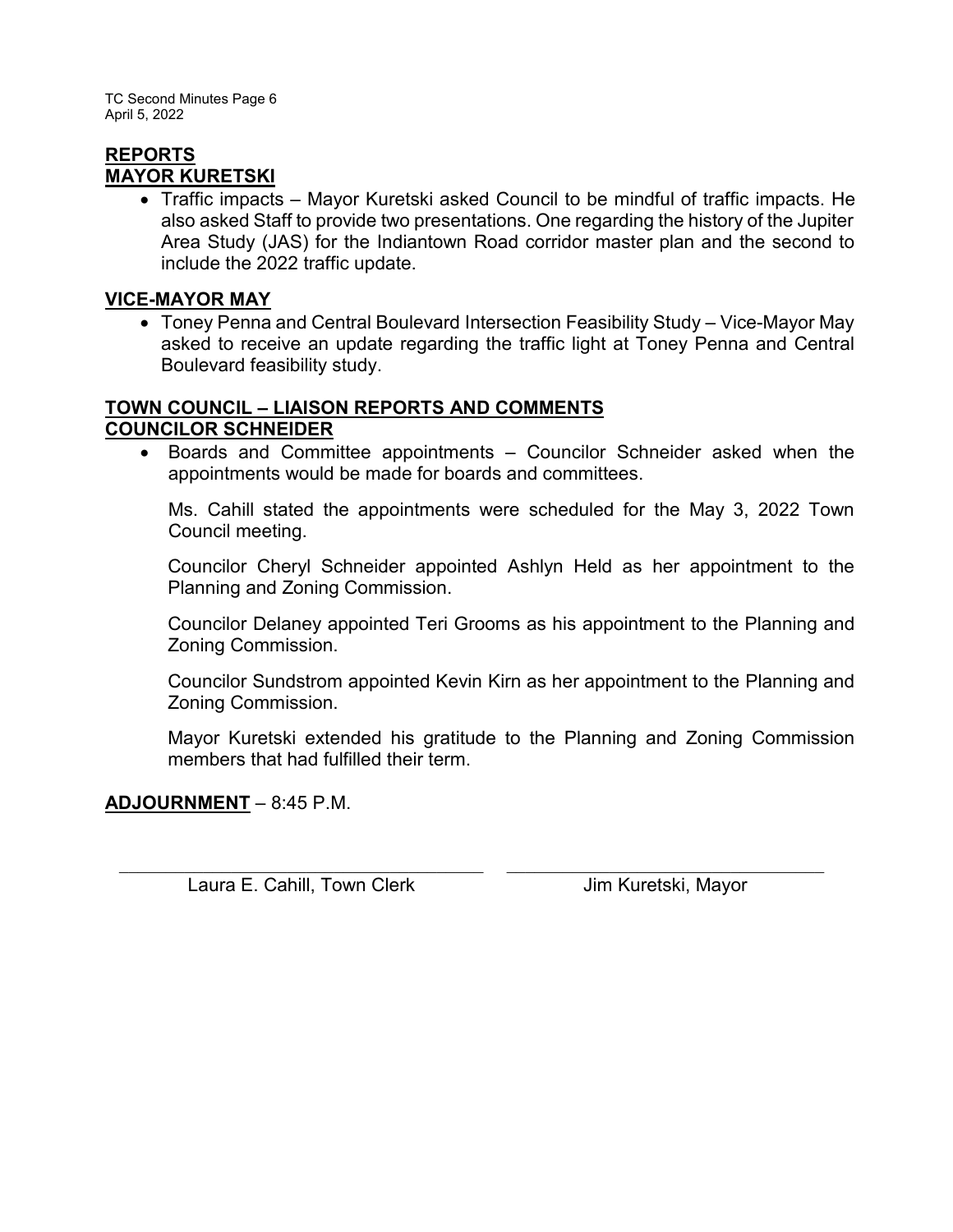## REPORTS

### MAYOR KURETSKI

- Traffic impacts – Mayor Kuretski asked Council to be mindful of traffic impacts. He also asked Staff to provide two presentations. One regarding the history of the Jupiter Area Study (JAS) for the Indiantown Road corridor master plan and the second to include the 2022 traffic update.

### VICE-MAYOR MAY

- Toney Penna and Central Boulevard Intersection Feasibility Study – Vice-Mayor May asked to receive an update regarding the traffic light at Toney Penna and Central Boulevard feasibility study.

## TOWN COUNCIL – LIAISON REPORTS AND COMMENTS

### COUNCILOR SCHNEIDER

- Boards and Committee appointments – Councilor Schneider asked when the appointments would be made for boards and committees.

  Ms. Cahill stated the appointments were scheduled for the May 3, 2022 Town Council meeting.

  Councilor Cheryl Schneider appointed Ashlyn Held as her appointment to the Planning and Zoning Commission.

  Councilor Delaney appointed Teri Grooms as his appointment to the Planning and Zoning Commission.

  Councilor Sundstrom appointed Kevin Kirn as her appointment to the Planning and Zoning Commission.

  Mayor Kuretski extended his gratitude to the Planning and Zoning Commission members that had fulfilled their term.

**ADJOURNMENT** – 8:45 P.M.

Laura E. Cahill, Town Clerk

Jim Kuretski, Mayor